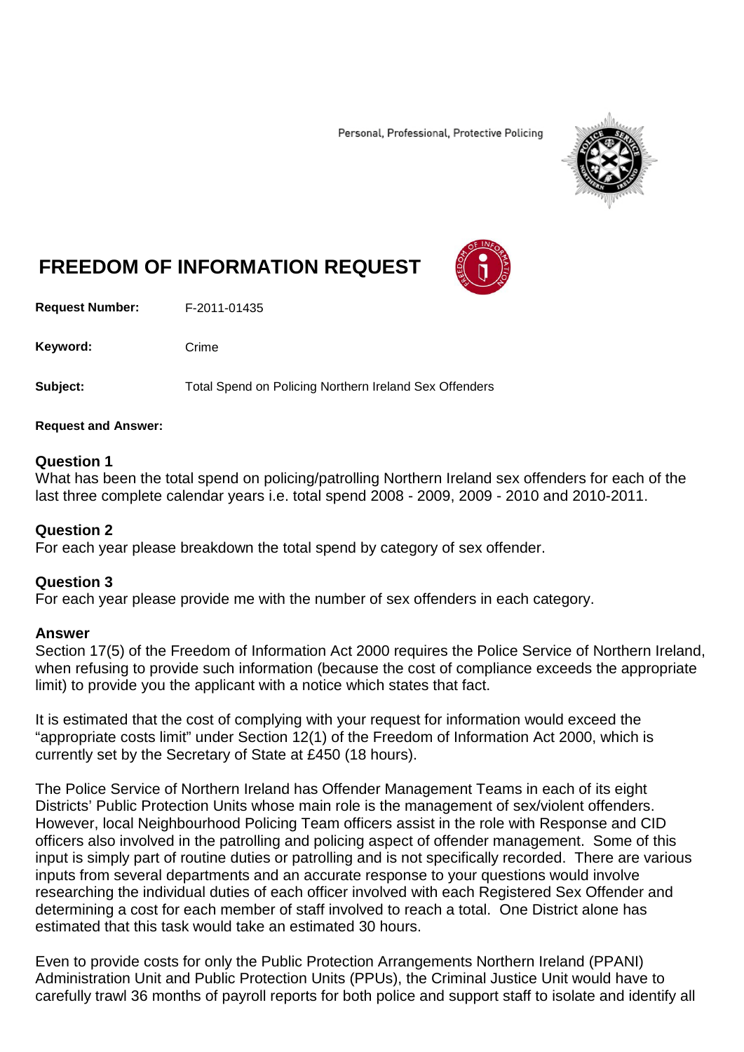Personal, Professional, Protective Policing

# FREEDOM OF INFORMATION REQUEST

**Request Number:** F-2011-01435

**Keyword:** Crime

**Subject:** Total Spend on Policing Northern Ireland Sex Offenders

**Request and Answer:**

### Question 1

What has been the total spend on policing/patrolling Northern Ireland sex offenders for each of the last three complete calendar years i.e. total spend 2008 - 2009, 2009 - 2010 and 2010-2011.

### Question 2

For each year please breakdown the total spend by category of sex offender.

### Question 3

For each year please provide me with the number of sex offenders in each category.

### Answer

Section 17(5) of the Freedom of Information Act 2000 requires the Police Service of Northern Ireland, when refusing to provide such information (because the cost of compliance exceeds the appropriate limit) to provide you the applicant with a notice which states that fact.

It is estimated that the cost of complying with your request for information would exceed the "appropriate costs limit" under Section 12(1) of the Freedom of Information Act 2000, which is currently set by the Secretary of State at £450 (18 hours).

The Police Service of Northern Ireland has Offender Management Teams in each of its eight Districts' Public Protection Units whose main role is the management of sex/violent offenders. However, local Neighbourhood Policing Team officers assist in the role with Response and CID officers also involved in the patrolling and policing aspect of offender management. Some of this input is simply part of routine duties or patrolling and is not specifically recorded. There are various inputs from several departments and an accurate response to your questions would involve researching the individual duties of each officer involved with each Registered Sex Offender and determining a cost for each member of staff involved to reach a total. One District alone has estimated that this task would take an estimated 30 hours.

Even to provide costs for only the Public Protection Arrangements Northern Ireland (PPANI) Administration Unit and Public Protection Units (PPUs), the Criminal Justice Unit would have to carefully trawl 36 months of payroll reports for both police and support staff to isolate and identify all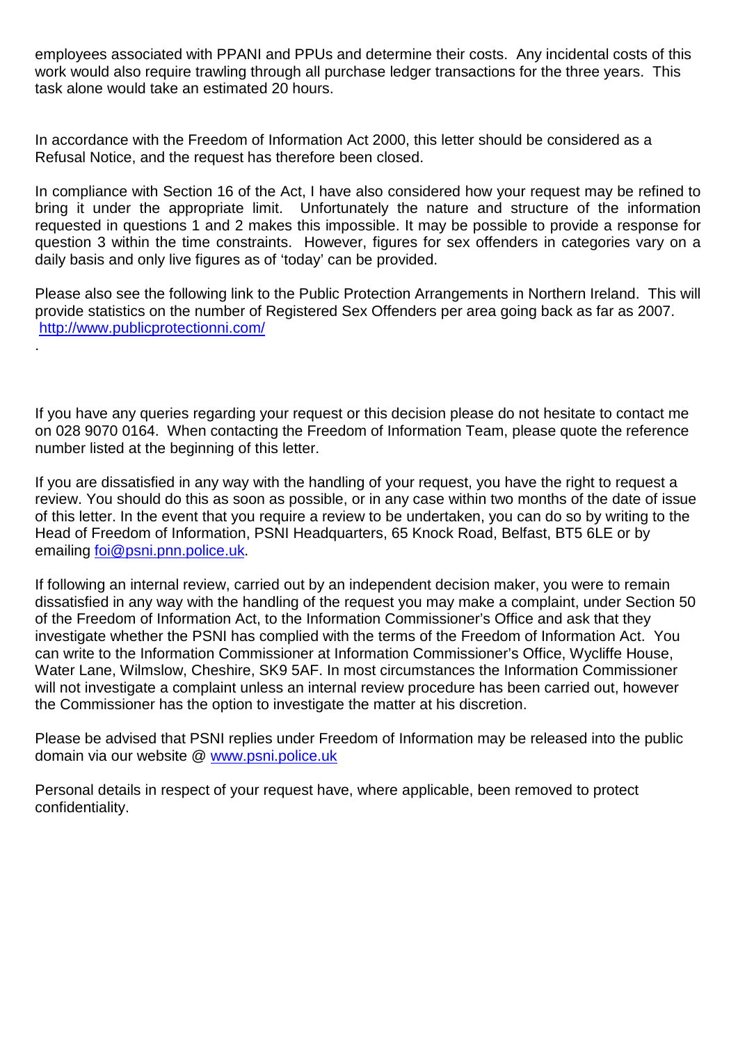employees associated with PPANI and PPUs and determine their costs. Any incidental costs of this work would also require trawling through all purchase ledger transactions for the three years. This task alone would take an estimated 20 hours.

In accordance with the Freedom of Information Act 2000, this letter should be considered as a Refusal Notice, and the request has therefore been closed.

In compliance with Section 16 of the Act, I have also considered how your request may be refined to bring it under the appropriate limit. Unfortunately the nature and structure of the information requested in questions 1 and 2 makes this impossible. It may be possible to provide a response for question 3 within the time constraints. However, figures for sex offenders in categories vary on a daily basis and only live figures as of 'today' can be provided.

Please also see the following link to the Public Protection Arrangements in Northern Ireland. This will provide statistics on the number of Registered Sex Offenders per area going back as far as 2007. [http://www.publicprotectionni.com/](http://www.publicprotectionni.com/)

.

If you have any queries regarding your request or this decision please do not hesitate to contact me on 028 9070 0164. When contacting the Freedom of Information Team, please quote the reference number listed at the beginning of this letter.

If you are dissatisfied in any way with the handling of your request, you have the right to request a review. You should do this as soon as possible, or in any case within two months of the date of issue of this letter. In the event that you require a review to be undertaken, you can do so by writing to the Head of Freedom of Information, PSNI Headquarters, 65 Knock Road, Belfast, BT5 6LE or by emailing [foi@psni.pnn.police.uk](mailto:foi@psni.pnn.police.uk).

If following an internal review, carried out by an independent decision maker, you were to remain dissatisfied in any way with the handling of the request you may make a complaint, under Section 50 of the Freedom of Information Act, to the Information Commissioner's Office and ask that they investigate whether the PSNI has complied with the terms of the Freedom of Information Act. You can write to the Information Commissioner at Information Commissioner's Office, Wycliffe House, Water Lane, Wilmslow, Cheshire, SK9 5AF. In most circumstances the Information Commissioner will not investigate a complaint unless an internal review procedure has been carried out, however the Commissioner has the option to investigate the matter at his discretion.

Please be advised that PSNI replies under Freedom of Information may be released into the public domain via our website @ [www.psni.police.uk](http://www.psni.police.uk)

Personal details in respect of your request have, where applicable, been removed to protect confidentiality.